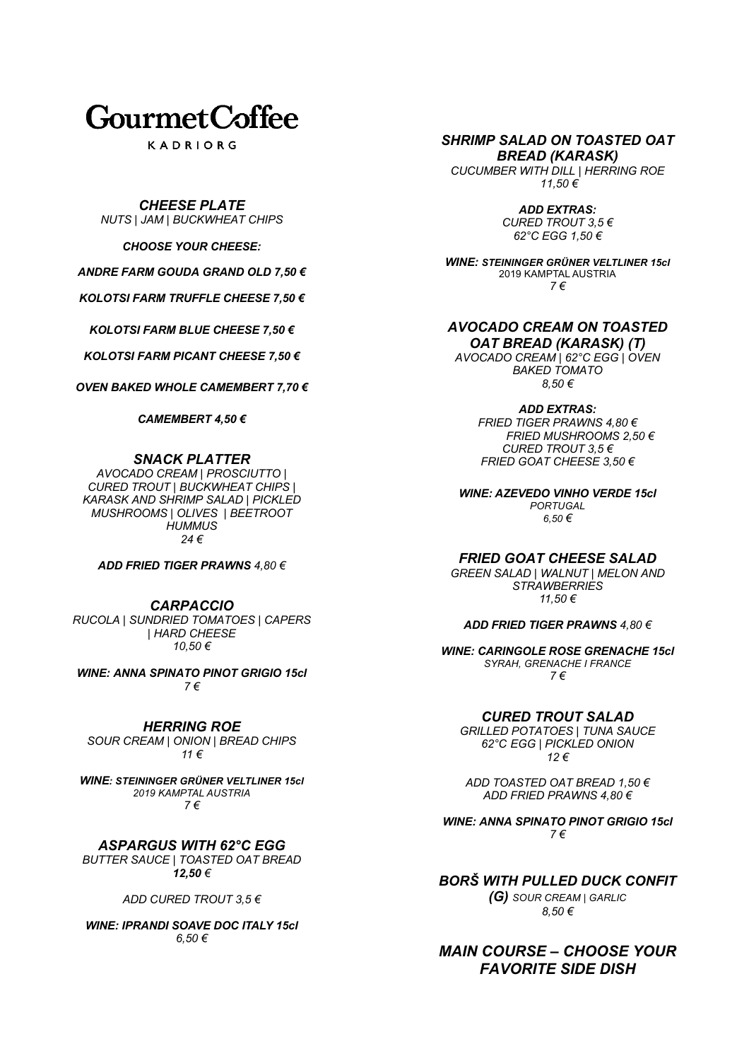# GourmetCoffee

KADRIORG

### *CHEESE PLATE*

*NUTS | JAM | BUCKWHEAT CHIPS*

***CHOOSE YOUR CHEESE:***

***ANDRE FARM GOUDA GRAND OLD 7,50 €***

***KOLOTSI FARM TRUFFLE CHEESE 7,50 €***

***KOLOTSI FARM BLUE CHEESE 7,50 €***

***KOLOTSI FARM PICANT CHEESE 7,50 €***

***OVEN BAKED WHOLE CAMEMBERT 7,70 €***

***CAMEMBERT 4,50 €***

### *SNACK PLATTER*

*AVOCADO CREAM | PROSCIUTTO | CURED TROUT | BUCKWHEAT CHIPS | KARASK AND SHRIMP SALAD | PICKLED MUSHROOMS | OLIVES | BEETROOT HUMMUS*
*24 €*

***ADD FRIED TIGER PRAWNS** 4,80 €*

### *CARPACCIO*

*RUCOLA | SUNDRIED TOMATOES | CAPERS | HARD CHEESE*
*10,50 €*

***WINE: ANNA SPINATO PINOT GRIGIO 15cl***
*7 €*

### *HERRING ROE*

*SOUR CREAM | ONION | BREAD CHIPS*
*11 €*

***WINE: STEININGER GRÜNER VELTLINER 15cl***
*2019 KAMPTAL AUSTRIA*
*7 €*

### *ASPARGUS WITH 62°C EGG*

*BUTTER SAUCE | TOASTED OAT BREAD*
***12,50** €*

*ADD CURED TROUT 3,5 €*

***WINE: IPRANDI SOAVE DOC ITALY 15cl***
*6,50 €*

### *SHRIMP SALAD ON TOASTED OAT BREAD (KARASK)*

*CUCUMBER WITH DILL | HERRING ROE*
*11,50 €*

***ADD EXTRAS:***
*CURED TROUT 3,5 €*
*62°C EGG 1,50 €*

***WINE: STEININGER GRÜNER VELTLINER 15cl***
2019 KAMPTAL AUSTRIA
*7 €*

### *AVOCADO CREAM ON TOASTED OAT BREAD (KARASK) (T)*

*AVOCADO CREAM | 62°C EGG | OVEN BAKED TOMATO*
*8,50 €*

***ADD EXTRAS:***
*FRIED TIGER PRAWNS 4,80 €*
*FRIED MUSHROOMS 2,50 €*
*CURED TROUT 3,5 €*
*FRIED GOAT CHEESE 3,50 €*

***WINE: AZEVEDO VINHO VERDE 15cl***
*PORTUGAL*
*6,50 €*

### *FRIED GOAT CHEESE SALAD*

*GREEN SALAD | WALNUT | MELON AND STRAWBERRIES*
*11,50 €*

***ADD FRIED TIGER PRAWNS** 4,80 €*

***WINE: CARINGOLE ROSE GRENACHE 15cl***
*SYRAH, GRENACHE I FRANCE*
*7 €*

### *CURED TROUT SALAD*

*GRILLED POTATOES | TUNA SAUCE*
*62°C EGG | PICKLED ONION*
*12 €*

*ADD TOASTED OAT BREAD 1,50 €*
*ADD FRIED PRAWNS 4,80 €*

***WINE: ANNA SPINATO PINOT GRIGIO 15cl***
*7 €*

### *BORŠ WITH PULLED DUCK CONFIT*

***(G)*** *SOUR CREAM | GARLIC*
*8,50 €*

## *MAIN COURSE – CHOOSE YOUR FAVORITE SIDE DISH*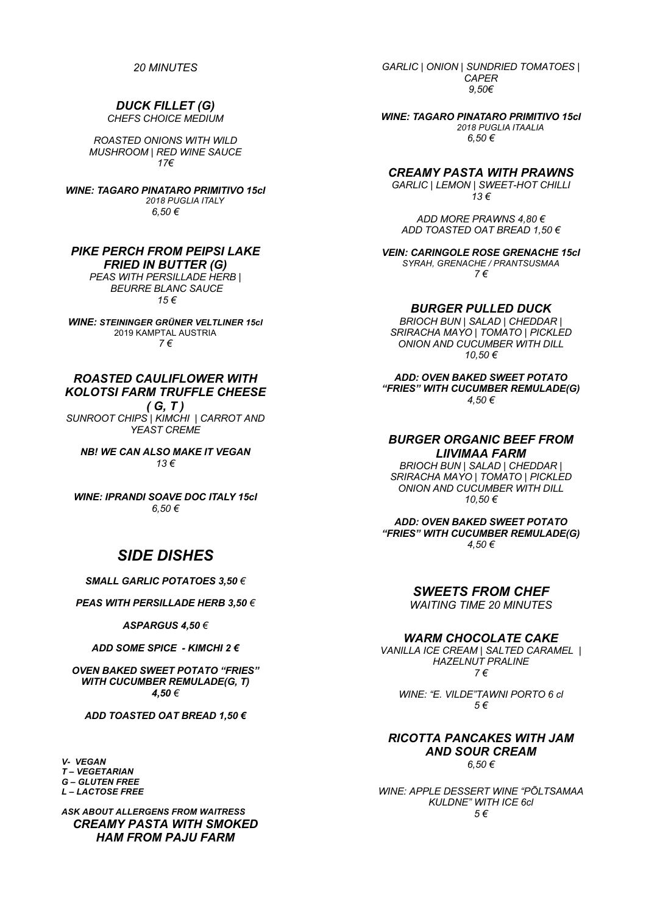*20 MINUTES*

### *DUCK FILLET (G)*

*CHEFS CHOICE MEDIUM*

*ROASTED ONIONS WITH WILD MUSHROOM | RED WINE SAUCE*
*17€*

***WINE: TAGARO PINATARO PRIMITIVO 15cl***
*2018 PUGLIA ITALY*
*6,50 €*

### *PIKE PERCH FROM PEIPSI LAKE FRIED IN BUTTER (G)*

*PEAS WITH PERSILLADE HERB | BEURRE BLANC SAUCE*
*15 €*

***WINE: STEININGER GRÜNER VELTLINER 15cl***
2019 KAMPTAL AUSTRIA
*7 €*

### *ROASTED CAULIFLOWER WITH KOLOTSI FARM TRUFFLE CHEESE ( G, T )*

*SUNROOT CHIPS | KIMCHI | CARROT AND YEAST CREME*

***NB! WE CAN ALSO MAKE IT VEGAN***
*13 €*

***WINE: IPRANDI SOAVE DOC ITALY 15cl***
*6,50 €*

## *SIDE DISHES*

***SMALL GARLIC POTATOES 3,50 €***

***PEAS WITH PERSILLADE HERB 3,50 €***

***ASPARGUS 4,50 €***

***ADD SOME SPICE - KIMCHI 2 €***

***OVEN BAKED SWEET POTATO "FRIES" WITH CUCUMBER REMULADE(G, T)***
***4,50 €***

***ADD TOASTED OAT BREAD 1,50 €***

***V- VEGAN***
***T – VEGETARIAN***
***G – GLUTEN FREE***
***L – LACTOSE FREE***

***ASK ABOUT ALLERGENS FROM WAITRESS***

### *CREAMY PASTA WITH SMOKED HAM FROM PAJU FARM*

*GARLIC | ONION | SUNDRIED TOMATOES | CAPER*
*9,50€*

***WINE: TAGARO PINATARO PRIMITIVO 15cl***
*2018 PUGLIA ITAALIA*
*6,50 €*

### *CREAMY PASTA WITH PRAWNS*

*GARLIC | LEMON | SWEET-HOT CHILLI*
*13 €*

*ADD MORE PRAWNS 4,80 €*
*ADD TOASTED OAT BREAD 1,50 €*

***VEIN: CARINGOLE ROSE GRENACHE 15cl***
*SYRAH, GRENACHE / PRANTSUSMAA*
*7 €*

### *BURGER PULLED DUCK*

*BRIOCH BUN | SALAD | CHEDDAR | SRIRACHA MAYO | TOMATO | PICKLED ONION AND CUCUMBER WITH DILL*
*10,50 €*

***ADD: OVEN BAKED SWEET POTATO "FRIES" WITH CUCUMBER REMULADE(G)***
*4,50 €*

### *BURGER ORGANIC BEEF FROM LIIVIMAA FARM*

*BRIOCH BUN | SALAD | CHEDDAR | SRIRACHA MAYO | TOMATO | PICKLED ONION AND CUCUMBER WITH DILL*
*10,50 €*

***ADD: OVEN BAKED SWEET POTATO "FRIES" WITH CUCUMBER REMULADE(G)***
*4,50 €*

## *SWEETS FROM CHEF*

*WAITING TIME 20 MINUTES*

### *WARM CHOCOLATE CAKE*

*VANILLA ICE CREAM | SALTED CARAMEL | HAZELNUT PRALINE*
*7 €*

*WINE: "E. VILDE"TAWNI PORTO 6 cl*
*5 €*

### *RICOTTA PANCAKES WITH JAM AND SOUR CREAM*

*6,50 €*

*WINE: APPLE DESSERT WINE "PÕLTSAMAA KULDNE" WITH ICE 6cl*
*5 €*